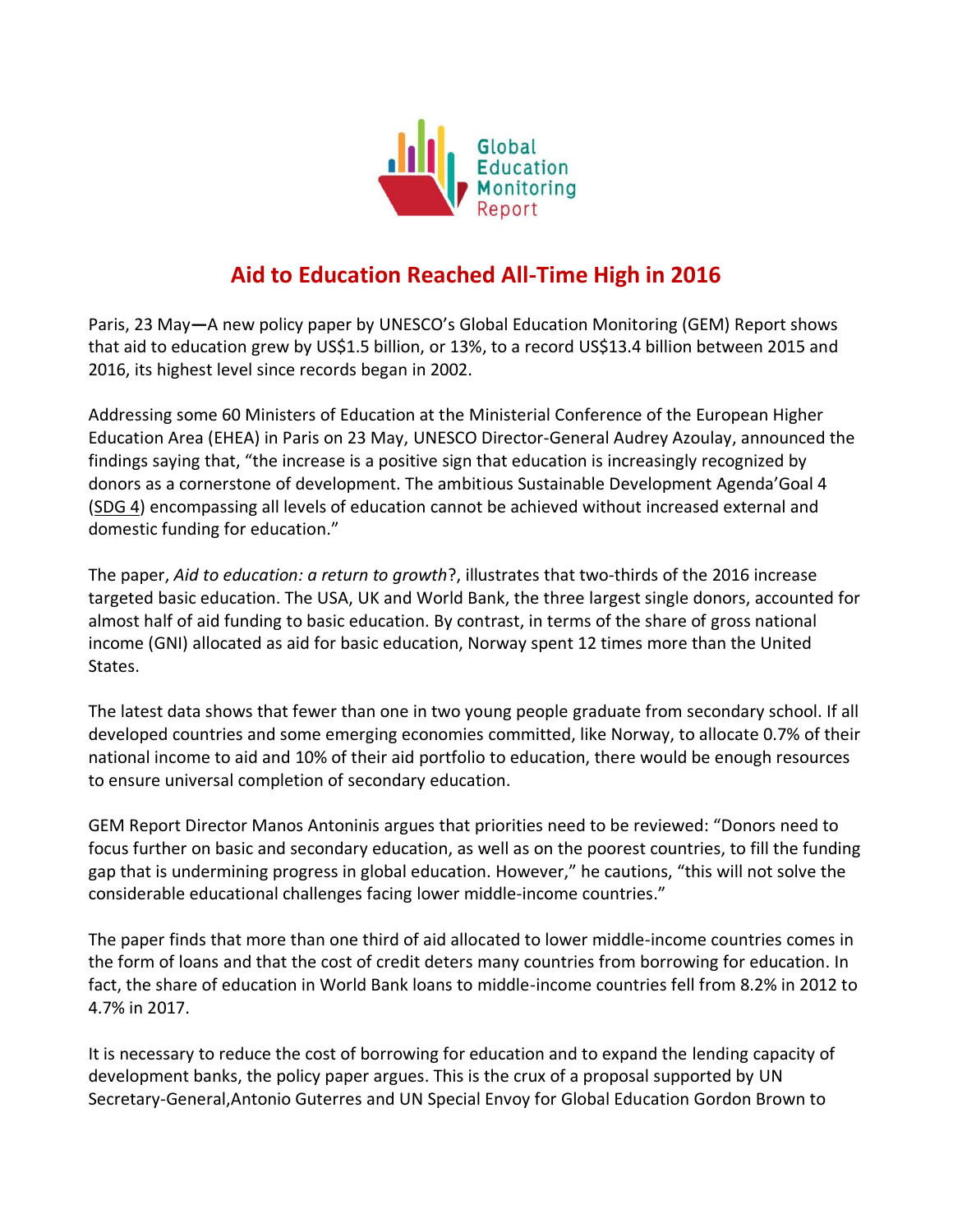Global Education Monitoring Report

# Aid to Education Reached All-Time High in 2016

Paris, 23 May—A new policy paper by UNESCO's Global Education Monitoring (GEM) Report shows that aid to education grew by US$1.5 billion, or 13%, to a record US$13.4 billion between 2015 and 2016, its highest level since records began in 2002.

Addressing some 60 Ministers of Education at the Ministerial Conference of the European Higher Education Area (EHEA) in Paris on 23 May, UNESCO Director-General Audrey Azoulay, announced the findings saying that, "the increase is a positive sign that education is increasingly recognized by donors as a cornerstone of development. The ambitious Sustainable Development Agenda'Goal 4 (SDG 4) encompassing all levels of education cannot be achieved without increased external and domestic funding for education."

The paper, *Aid to education: a return to growth*?, illustrates that two-thirds of the 2016 increase targeted basic education. The USA, UK and World Bank, the three largest single donors, accounted for almost half of aid funding to basic education. By contrast, in terms of the share of gross national income (GNI) allocated as aid for basic education, Norway spent 12 times more than the United States.

The latest data shows that fewer than one in two young people graduate from secondary school. If all developed countries and some emerging economies committed, like Norway, to allocate 0.7% of their national income to aid and 10% of their aid portfolio to education, there would be enough resources to ensure universal completion of secondary education.

GEM Report Director Manos Antoninis argues that priorities need to be reviewed: "Donors need to focus further on basic and secondary education, as well as on the poorest countries, to fill the funding gap that is undermining progress in global education. However," he cautions, "this will not solve the considerable educational challenges facing lower middle-income countries."

The paper finds that more than one third of aid allocated to lower middle-income countries comes in the form of loans and that the cost of credit deters many countries from borrowing for education. In fact, the share of education in World Bank loans to middle-income countries fell from 8.2% in 2012 to 4.7% in 2017.

It is necessary to reduce the cost of borrowing for education and to expand the lending capacity of development banks, the policy paper argues. This is the crux of a proposal supported by UN Secretary-General,Antonio Guterres and UN Special Envoy for Global Education Gordon Brown to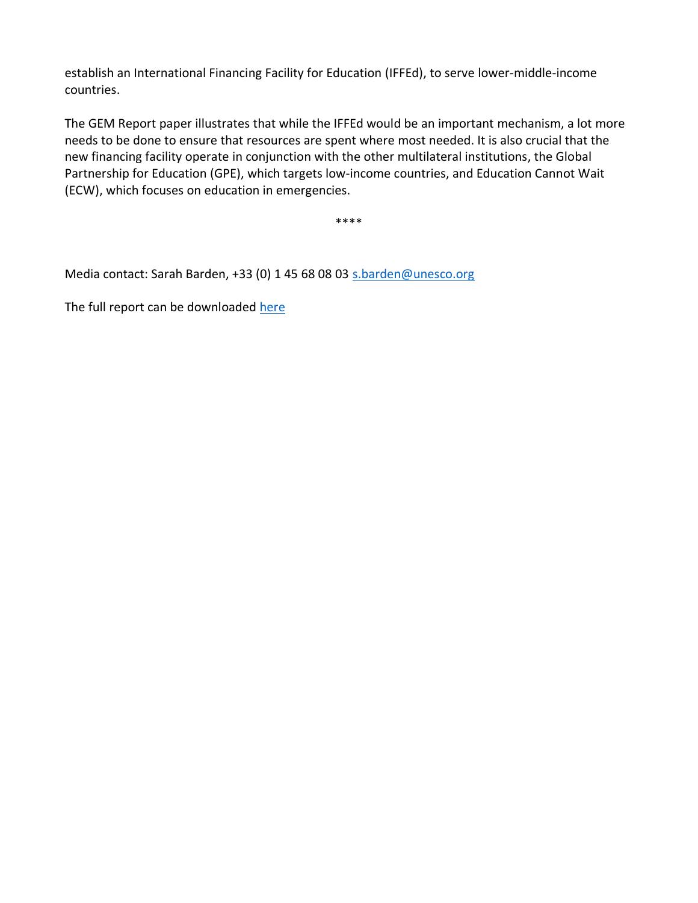establish an International Financing Facility for Education (IFFEd), to serve lower-middle-income countries.

The GEM Report paper illustrates that while the IFFEd would be an important mechanism, a lot more needs to be done to ensure that resources are spent where most needed. It is also crucial that the new financing facility operate in conjunction with the other multilateral institutions, the Global Partnership for Education (GPE), which targets low-income countries, and Education Cannot Wait (ECW), which focuses on education in emergencies.

****

Media contact: Sarah Barden, +33 (0) 1 45 68 08 03 s.barden@unesco.org

The full report can be downloaded here